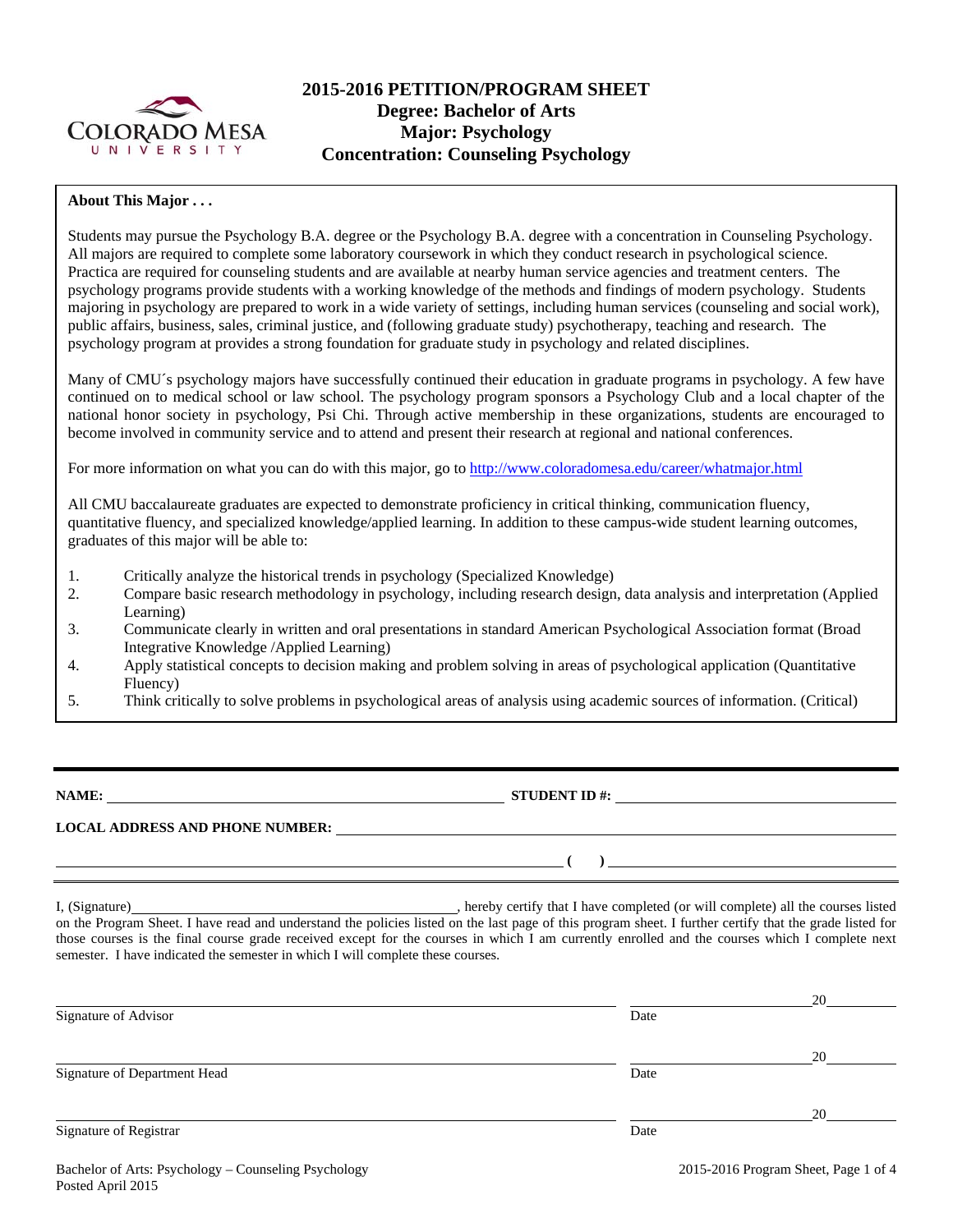# 2015-2016 PETITION/PROGRAM SHEET
## Degree: Bachelor of Arts
## Major: Psychology
## Concentration: Counseling Psychology

**About This Major . . .**

Students may pursue the Psychology B.A. degree or the Psychology B.A. degree with a concentration in Counseling Psychology. All majors are required to complete some laboratory coursework in which they conduct research in psychological science. Practica are required for counseling students and are available at nearby human service agencies and treatment centers. The psychology programs provide students with a working knowledge of the methods and findings of modern psychology. Students majoring in psychology are prepared to work in a wide variety of settings, including human services (counseling and social work), public affairs, business, sales, criminal justice, and (following graduate study) psychotherapy, teaching and research. The psychology program at provides a strong foundation for graduate study in psychology and related disciplines.

Many of CMU´s psychology majors have successfully continued their education in graduate programs in psychology. A few have continued on to medical school or law school. The psychology program sponsors a Psychology Club and a local chapter of the national honor society in psychology, Psi Chi. Through active membership in these organizations, students are encouraged to become involved in community service and to attend and present their research at regional and national conferences.

For more information on what you can do with this major, go to http://www.coloradomesa.edu/career/whatmajor.html

All CMU baccalaureate graduates are expected to demonstrate proficiency in critical thinking, communication fluency, quantitative fluency, and specialized knowledge/applied learning. In addition to these campus-wide student learning outcomes, graduates of this major will be able to:

1. Critically analyze the historical trends in psychology (Specialized Knowledge)
2. Compare basic research methodology in psychology, including research design, data analysis and interpretation (Applied Learning)
3. Communicate clearly in written and oral presentations in standard American Psychological Association format (Broad Integrative Knowledge /Applied Learning)
4. Apply statistical concepts to decision making and problem solving in areas of psychological application (Quantitative Fluency)
5. Think critically to solve problems in psychological areas of analysis using academic sources of information. (Critical)

---

**NAME:** ______________________________ **STUDENT ID #:** ______________________________

**LOCAL ADDRESS AND PHONE NUMBER:** ______________________________

______________________________ **( )** ______________________________

I, (Signature) ______________________________, hereby certify that I have completed (or will complete) all the courses listed on the Program Sheet. I have read and understand the policies listed on the last page of this program sheet. I further certify that the grade listed for those courses is the final course grade received except for the courses in which I am currently enrolled and the courses which I complete next semester. I have indicated the semester in which I will complete these courses.

______________________________ ______________ 20______
Signature of Advisor Date

______________________________ ______________ 20______
Signature of Department Head Date

______________________________ ______________ 20______
Signature of Registrar Date

Bachelor of Arts: Psychology – Counseling Psychology
Posted April 2015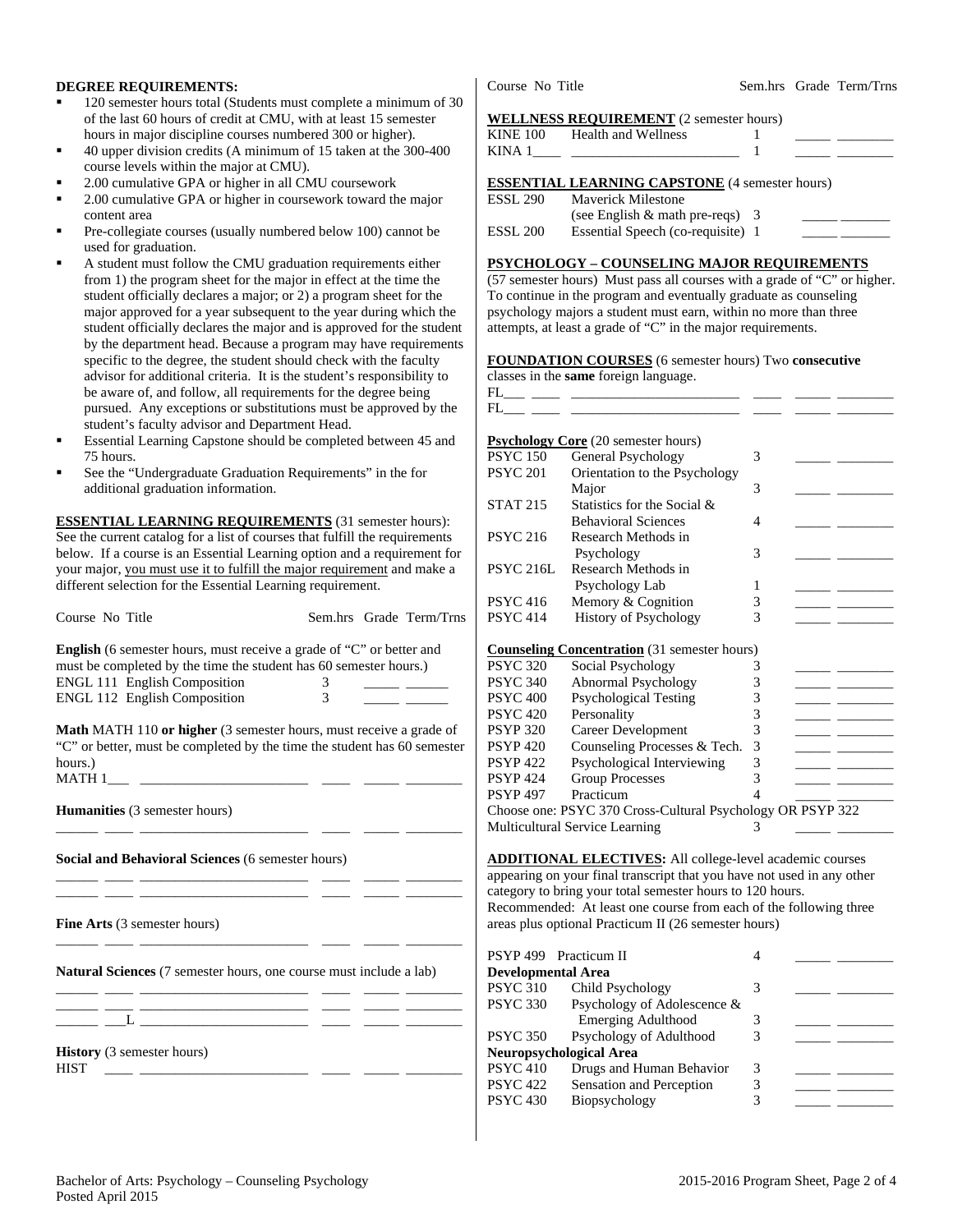**DEGREE REQUIREMENTS:**

- 120 semester hours total (Students must complete a minimum of 30 of the last 60 hours of credit at CMU, with at least 15 semester hours in major discipline courses numbered 300 or higher).
- 40 upper division credits (A minimum of 15 taken at the 300-400 course levels within the major at CMU).
- 2.00 cumulative GPA or higher in all CMU coursework
- 2.00 cumulative GPA or higher in coursework toward the major content area
- Pre-collegiate courses (usually numbered below 100) cannot be used for graduation.
- A student must follow the CMU graduation requirements either from 1) the program sheet for the major in effect at the time the student officially declares a major; or 2) a program sheet for the major approved for a year subsequent to the year during which the student officially declares the major and is approved for the student by the department head. Because a program may have requirements specific to the degree, the student should check with the faculty advisor for additional criteria. It is the student's responsibility to be aware of, and follow, all requirements for the degree being pursued. Any exceptions or substitutions must be approved by the student's faculty advisor and Department Head.
- Essential Learning Capstone should be completed between 45 and 75 hours.
- See the "Undergraduate Graduation Requirements" in the for additional graduation information.

**ESSENTIAL LEARNING REQUIREMENTS** (31 semester hours): See the current catalog for a list of courses that fulfill the requirements below. If a course is an Essential Learning option and a requirement for your major, you must use it to fulfill the major requirement and make a different selection for the Essential Learning requirement.

| Course No | Title | Sem.hrs | Grade | Term/Trns |
|---|---|---|---|---|

**English** (6 semester hours, must receive a grade of "C" or better and must be completed by the time the student has 60 semester hours.)

| Course No | Title | Sem.hrs | Grade | Term/Trns |
|---|---|---|---|---|
| ENGL 111 | English Composition | 3 | _____ | ______ |
| ENGL 112 | English Composition | 3 | _____ | ______ |

**Math** MATH 110 **or higher** (3 semester hours, must receive a grade of "C" or better, must be completed by the time the student has 60 semester hours.)

MATH 1___ ________________________ ____ _____ ________

**Humanities** (3 semester hours)

______ ____ ________________________ ____ _____ ________

**Social and Behavioral Sciences** (6 semester hours)

______ ____ ________________________ ____ _____ ________
______ ____ ________________________ ____ _____ ________

**Fine Arts** (3 semester hours)

______ ____ ________________________ ____ _____ ________

**Natural Sciences** (7 semester hours, one course must include a lab)

______ ____ ________________________ ____ _____ ________
______ ____ ________________________ ____ _____ ________
______ ___L ________________________ ____ _____ ________

**History** (3 semester hours)

HIST ____ ________________________ ____ _____ ________

| Course No | Title | Sem.hrs | Grade | Term/Trns |
|---|---|---|---|---|

**WELLNESS REQUIREMENT** (2 semester hours)

| Course No | Title | Sem.hrs | Grade | Term/Trns |
|---|---|---|---|---|
| KINE 100 | Health and Wellness | 1 | _____ | ________ |
| KINA 1____ | ________________________ | 1 | _____ | ________ |

**ESSENTIAL LEARNING CAPSTONE** (4 semester hours)

| Course No | Title | Sem.hrs | Grade | Term/Trns |
|---|---|---|---|---|
| ESSL 290 | Maverick Milestone (see English & math pre-reqs) | 3 | _____ | _______ |
| ESSL 200 | Essential Speech (co-requisite) | 1 | _____ | _______ |

**PSYCHOLOGY – COUNSELING MAJOR REQUIREMENTS**

(57 semester hours) Must pass all courses with a grade of "C" or higher. To continue in the program and eventually graduate as counseling psychology majors a student must earn, within no more than three attempts, at least a grade of "C" in the major requirements.

**FOUNDATION COURSES** (6 semester hours) Two **consecutive** classes in the **same** foreign language.

FL___ ____ ________________________ ____ _____ ________
FL___ ____ ________________________ ____ _____ ________

**Psychology Core** (20 semester hours)

| Course No | Title | Sem.hrs | Grade | Term/Trns |
|---|---|---|---|---|
| PSYC 150 | General Psychology | 3 | _____ | ________ |
| PSYC 201 | Orientation to the Psychology Major | 3 | _____ | ________ |
| STAT 215 | Statistics for the Social & Behavioral Sciences | 4 | _____ | ________ |
| PSYC 216 | Research Methods in Psychology | 3 | _____ | ________ |
| PSYC 216L | Research Methods in Psychology Lab | 1 | _____ | ________ |
| PSYC 416 | Memory & Cognition | 3 | _____ | ________ |
| PSYC 414 | History of Psychology | 3 | _____ | ________ |

**Counseling Concentration** (31 semester hours)

| Course No | Title | Sem.hrs | Grade | Term/Trns |
|---|---|---|---|---|
| PSYC 320 | Social Psychology | 3 | _____ | ________ |
| PSYC 340 | Abnormal Psychology | 3 | _____ | ________ |
| PSYC 400 | Psychological Testing | 3 | _____ | ________ |
| PSYC 420 | Personality | 3 | _____ | ________ |
| PSYP 320 | Career Development | 3 | _____ | ________ |
| PSYP 420 | Counseling Processes & Tech. | 3 | _____ | ________ |
| PSYP 422 | Psychological Interviewing | 3 | _____ | ________ |
| PSYP 424 | Group Processes | 3 | _____ | ________ |
| PSYP 497 | Practicum | 4 | _____ | ________ |
| Choose one: PSYC 370 Cross-Cultural Psychology OR PSYP 322 Multicultural Service Learning | | 3 | _____ | ________ |

**ADDITIONAL ELECTIVES:** All college-level academic courses appearing on your final transcript that you have not used in any other category to bring your total semester hours to 120 hours. Recommended: At least one course from each of the following three areas plus optional Practicum II (26 semester hours)

| Course No | Title | Sem.hrs | Grade | Term/Trns |
|---|---|---|---|---|
| PSYP 499 | Practicum II | 4 | _____ | ________ |
| **Developmental Area** | | | | |
| PSYC 310 | Child Psychology | 3 | _____ | ________ |
| PSYC 330 | Psychology of Adolescence & Emerging Adulthood | 3 | _____ | ________ |
| PSYC 350 | Psychology of Adulthood | 3 | _____ | ________ |
| **Neuropsychological Area** | | | | |
| PSYC 410 | Drugs and Human Behavior | 3 | _____ | ________ |
| PSYC 422 | Sensation and Perception | 3 | _____ | ________ |
| PSYC 430 | Biopsychology | 3 | _____ | ________ |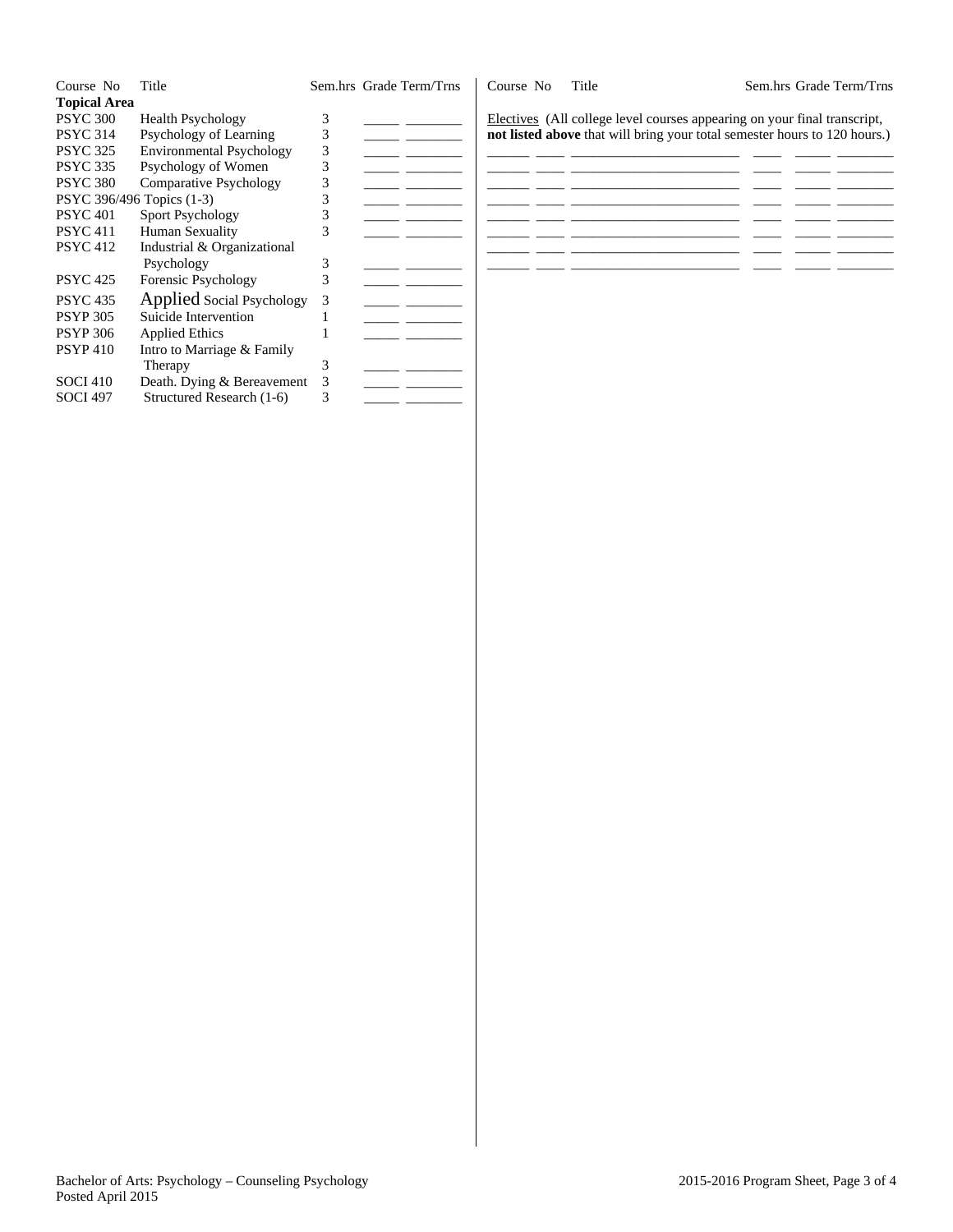| Course No | Title | Sem.hrs | Grade | Term/Trns |
|---|---|---|---|---|
| **Topical Area** | | | | |
| PSYC 300 | Health Psychology | 3 | _____ | ________ |
| PSYC 314 | Psychology of Learning | 3 | _____ | ________ |
| PSYC 325 | Environmental Psychology | 3 | _____ | ________ |
| PSYC 335 | Psychology of Women | 3 | _____ | ________ |
| PSYC 380 | Comparative Psychology | 3 | _____ | ________ |
| PSYC 396/496 | Topics (1-3) | 3 | _____ | ________ |
| PSYC 401 | Sport Psychology | 3 | _____ | ________ |
| PSYC 411 | Human Sexuality | 3 | _____ | ________ |
| PSYC 412 | Industrial & Organizational Psychology | 3 | _____ | ________ |
| PSYC 425 | Forensic Psychology | 3 | _____ | ________ |
| PSYC 435 | Applied Social Psychology | 3 | _____ | ________ |
| PSYP 305 | Suicide Intervention | 1 | _____ | ________ |
| PSYP 306 | Applied Ethics | 1 | _____ | ________ |
| PSYP 410 | Intro to Marriage & Family Therapy | 3 | _____ | ________ |
| SOCI 410 | Death. Dying & Bereavement | 3 | _____ | ________ |
| SOCI 497 | Structured Research (1-6) | 3 | _____ | ________ |

| Course No | Title | Sem.hrs | Grade | Term/Trns |
|---|---|---|---|---|

Electives (All college level courses appearing on your final transcript, **not listed above** that will bring your total semester hours to 120 hours.)

| Course No | | Title | Sem.hrs | Grade | Term/Trns |
|---|---|---|---|---|---|
| ______ | ____ | ________________________ | ____ | _____ | ________ |
| ______ | ____ | ________________________ | ____ | _____ | ________ |
| ______ | ____ | ________________________ | ____ | _____ | ________ |
| ______ | ____ | ________________________ | ____ | _____ | ________ |
| ______ | ____ | ________________________ | ____ | _____ | ________ |
| ______ | ____ | ________________________ | ____ | _____ | ________ |
| ______ | ____ | ________________________ | ____ | _____ | ________ |
| ______ | ____ | ________________________ | ____ | _____ | ________ |

Bachelor of Arts: Psychology – Counseling Psychology
Posted April 2015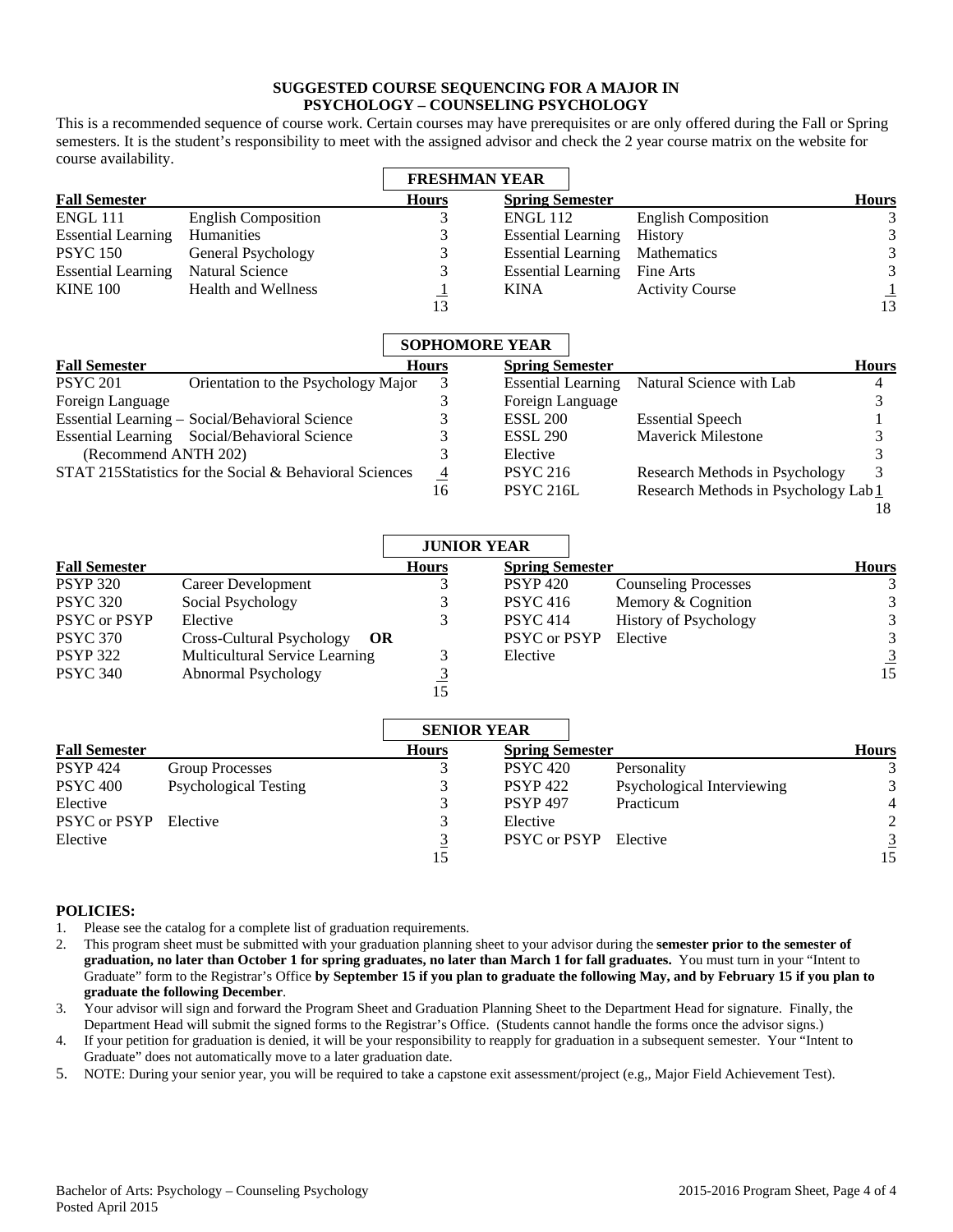**SUGGESTED COURSE SEQUENCING FOR A MAJOR IN PSYCHOLOGY – COUNSELING PSYCHOLOGY**

This is a recommended sequence of course work. Certain courses may have prerequisites or are only offered during the Fall or Spring semesters. It is the student's responsibility to meet with the assigned advisor and check the 2 year course matrix on the website for course availability.

**FRESHMAN YEAR**

| Fall Semester | | Hours | Spring Semester | | Hours |
|---|---|---|---|---|---|
| ENGL 111 | English Composition | 3 | ENGL 112 | English Composition | 3 |
| Essential Learning | Humanities | 3 | Essential Learning | History | 3 |
| PSYC 150 | General Psychology | 3 | Essential Learning | Mathematics | 3 |
| Essential Learning | Natural Science | 3 | Essential Learning | Fine Arts | 3 |
| KINE 100 | Health and Wellness | 1 | KINA | Activity Course | 1 |
| | | 13 | | | 13 |

**SOPHOMORE YEAR**

| Fall Semester | | Hours | Spring Semester | | Hours |
|---|---|---|---|---|---|
| PSYC 201 | Orientation to the Psychology Major | 3 | Essential Learning | Natural Science with Lab | 4 |
| Foreign Language | | 3 | Foreign Language | | 3 |
| Essential Learning – Social/Behavioral Science | | 3 | ESSL 200 | Essential Speech | 1 |
| Essential Learning | Social/Behavioral Science | 3 | ESSL 290 | Maverick Milestone | 3 |
| (Recommend ANTH 202) | | 3 | Elective | | 3 |
| STAT 215 | Statistics for the Social & Behavioral Sciences | 4 | PSYC 216 | Research Methods in Psychology | 3 |
| | | 16 | PSYC 216L | Research Methods in Psychology Lab | 1 |
| | | | | | 18 |

**JUNIOR YEAR**

| Fall Semester | | Hours | Spring Semester | | Hours |
|---|---|---|---|---|---|
| PSYP 320 | Career Development | 3 | PSYP 420 | Counseling Processes | 3 |
| PSYC 320 | Social Psychology | 3 | PSYC 416 | Memory & Cognition | 3 |
| PSYC or PSYP | Elective | 3 | PSYC 414 | History of Psychology | 3 |
| PSYC 370 | Cross-Cultural Psychology **OR** | | PSYC or PSYP | Elective | 3 |
| PSYP 322 | Multicultural Service Learning | 3 | Elective | | 3 |
| PSYC 340 | Abnormal Psychology | 3 | | | 15 |
| | | 15 | | | |

**SENIOR YEAR**

| Fall Semester | | Hours | Spring Semester | | Hours |
|---|---|---|---|---|---|
| PSYP 424 | Group Processes | 3 | PSYC 420 | Personality | 3 |
| PSYC 400 | Psychological Testing | 3 | PSYP 422 | Psychological Interviewing | 3 |
| Elective | | 3 | PSYP 497 | Practicum | 4 |
| PSYC or PSYP | Elective | 3 | Elective | | 2 |
| Elective | | 3 | PSYC or PSYP | Elective | 3 |
| | | 15 | | | 15 |

**POLICIES:**

1. Please see the catalog for a complete list of graduation requirements.
2. This program sheet must be submitted with your graduation planning sheet to your advisor during the **semester prior to the semester of graduation, no later than October 1 for spring graduates, no later than March 1 for fall graduates.** You must turn in your "Intent to Graduate" form to the Registrar's Office **by September 15 if you plan to graduate the following May, and by February 15 if you plan to graduate the following December**.
3. Your advisor will sign and forward the Program Sheet and Graduation Planning Sheet to the Department Head for signature. Finally, the Department Head will submit the signed forms to the Registrar's Office. (Students cannot handle the forms once the advisor signs.)
4. If your petition for graduation is denied, it will be your responsibility to reapply for graduation in a subsequent semester. Your "Intent to Graduate" does not automatically move to a later graduation date.
5. NOTE: During your senior year, you will be required to take a capstone exit assessment/project (e.g,, Major Field Achievement Test).

Bachelor of Arts: Psychology – Counseling Psychology
Posted April 2015